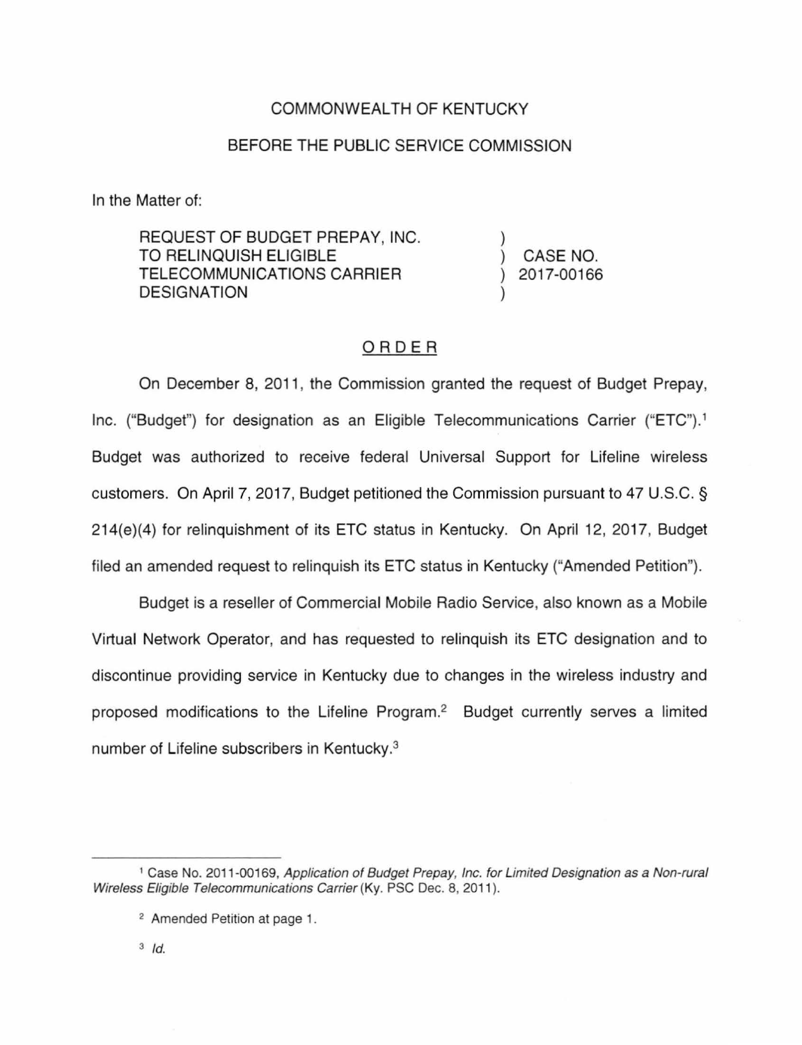COMMONWEALTH OF KENTUCKY

BEFORE THE PUBLIC SERVICE COMMISSION

In the Matter of:

| | | |
|---|---|---|
| REQUEST OF BUDGET PREPAY, INC. TO RELINQUISH ELIGIBLE TELECOMMUNICATIONS CARRIER DESIGNATION | ) ) ) ) | CASE NO. 2017-00166 |

## ORDER

On December 8, 2011, the Commission granted the request of Budget Prepay, Inc. ("Budget") for designation as an Eligible Telecommunications Carrier ("ETC").[1] Budget was authorized to receive federal Universal Support for Lifeline wireless customers. On April 7, 2017, Budget petitioned the Commission pursuant to 47 U.S.C. § 214(e)(4) for relinquishment of its ETC status in Kentucky. On April 12, 2017, Budget filed an amended request to relinquish its ETC status in Kentucky ("Amended Petition").

Budget is a reseller of Commercial Mobile Radio Service, also known as a Mobile Virtual Network Operator, and has requested to relinquish its ETC designation and to discontinue providing service in Kentucky due to changes in the wireless industry and proposed modifications to the Lifeline Program.[2] Budget currently serves a limited number of Lifeline subscribers in Kentucky.[3]

---

[1] Case No. 2011-00169, *Application of Budget Prepay, Inc. for Limited Designation as a Non-rural Wireless Eligible Telecommunications Carrier* (Ky. PSC Dec. 8, 2011).

[2] Amended Petition at page 1.

[3] *Id.*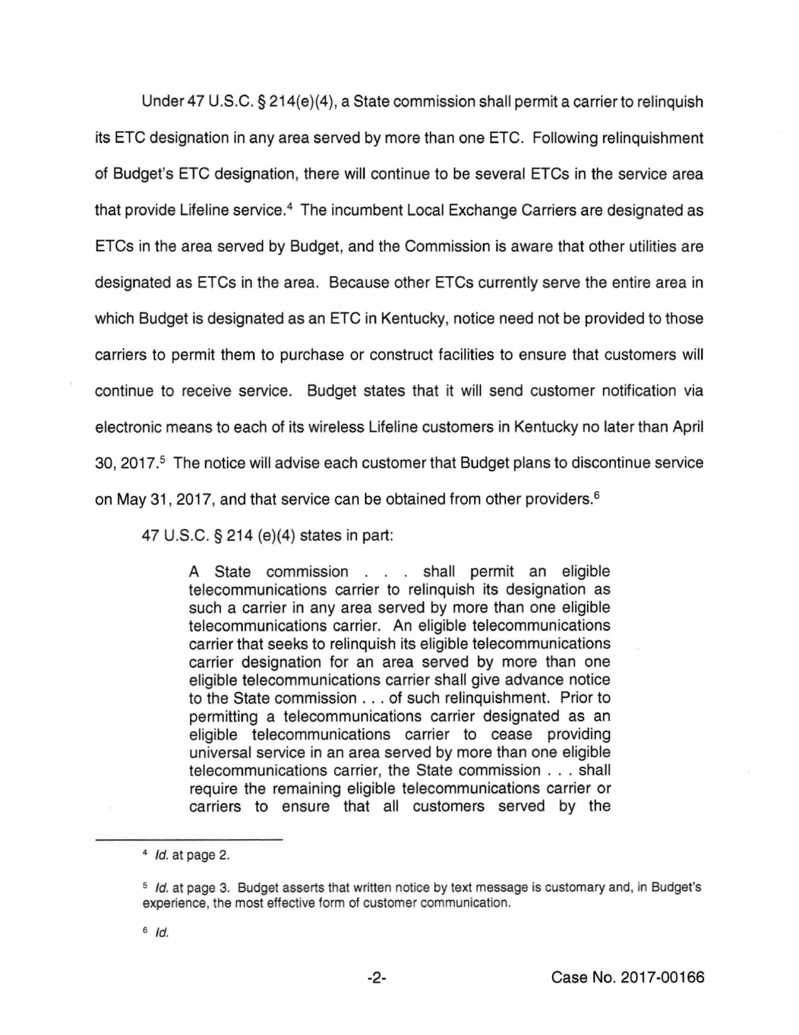Under 47 U.S.C. § 214(e)(4), a State commission shall permit a carrier to relinquish its ETC designation in any area served by more than one ETC. Following relinquishment of Budget's ETC designation, there will continue to be several ETCs in the service area that provide Lifeline service.[4] The incumbent Local Exchange Carriers are designated as ETCs in the area served by Budget, and the Commission is aware that other utilities are designated as ETCs in the area. Because other ETCs currently serve the entire area in which Budget is designated as an ETC in Kentucky, notice need not be provided to those carriers to permit them to purchase or construct facilities to ensure that customers will continue to receive service. Budget states that it will send customer notification via electronic means to each of its wireless Lifeline customers in Kentucky no later than April 30, 2017.[5] The notice will advise each customer that Budget plans to discontinue service on May 31, 2017, and that service can be obtained from other providers.[6]

47 U.S.C. § 214 (e)(4) states in part:

> A State commission . . . shall permit an eligible telecommunications carrier to relinquish its designation as such a carrier in any area served by more than one eligible telecommunications carrier. An eligible telecommunications carrier that seeks to relinquish its eligible telecommunications carrier designation for an area served by more than one eligible telecommunications carrier shall give advance notice to the State commission . . . of such relinquishment. Prior to permitting a telecommunications carrier designated as an eligible telecommunications carrier to cease providing universal service in an area served by more than one eligible telecommunications carrier, the State commission . . . shall require the remaining eligible telecommunications carrier or carriers to ensure that all customers served by the

---

[4] *Id.* at page 2.

[5] *Id.* at page 3. Budget asserts that written notice by text message is customary and, in Budget's experience, the most effective form of customer communication.

[6] *Id.*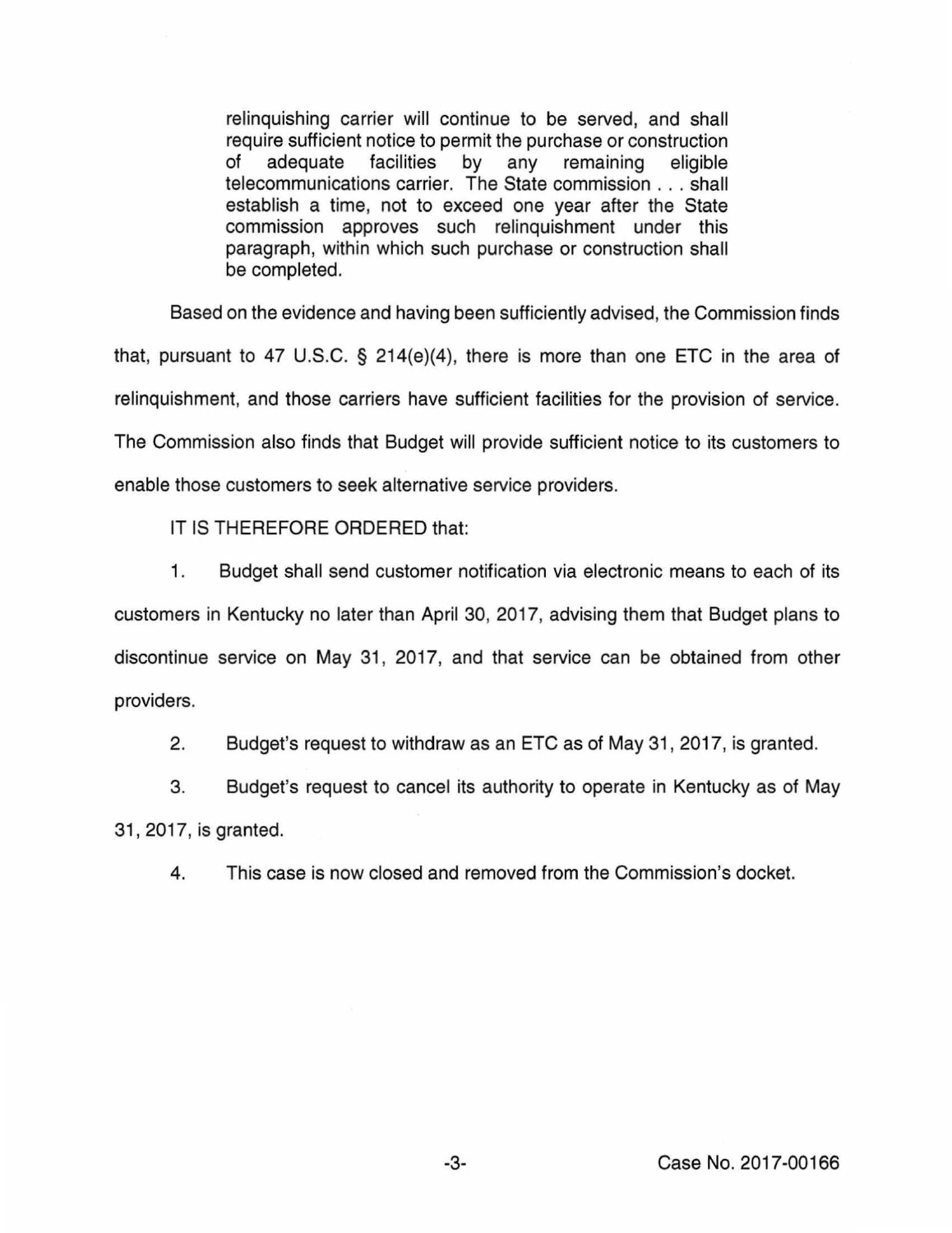> relinquishing carrier will continue to be served, and shall require sufficient notice to permit the purchase or construction of adequate facilities by any remaining eligible telecommunications carrier. The State commission . . . shall establish a time, not to exceed one year after the State commission approves such relinquishment under this paragraph, within which such purchase or construction shall be completed.

Based on the evidence and having been sufficiently advised, the Commission finds that, pursuant to 47 U.S.C. § 214(e)(4), there is more than one ETC in the area of relinquishment, and those carriers have sufficient facilities for the provision of service. The Commission also finds that Budget will provide sufficient notice to its customers to enable those customers to seek alternative service providers.

IT IS THEREFORE ORDERED that:

1. Budget shall send customer notification via electronic means to each of its customers in Kentucky no later than April 30, 2017, advising them that Budget plans to discontinue service on May 31, 2017, and that service can be obtained from other providers.

2. Budget's request to withdraw as an ETC as of May 31, 2017, is granted.

3. Budget's request to cancel its authority to operate in Kentucky as of May 31, 2017, is granted.

4. This case is now closed and removed from the Commission's docket.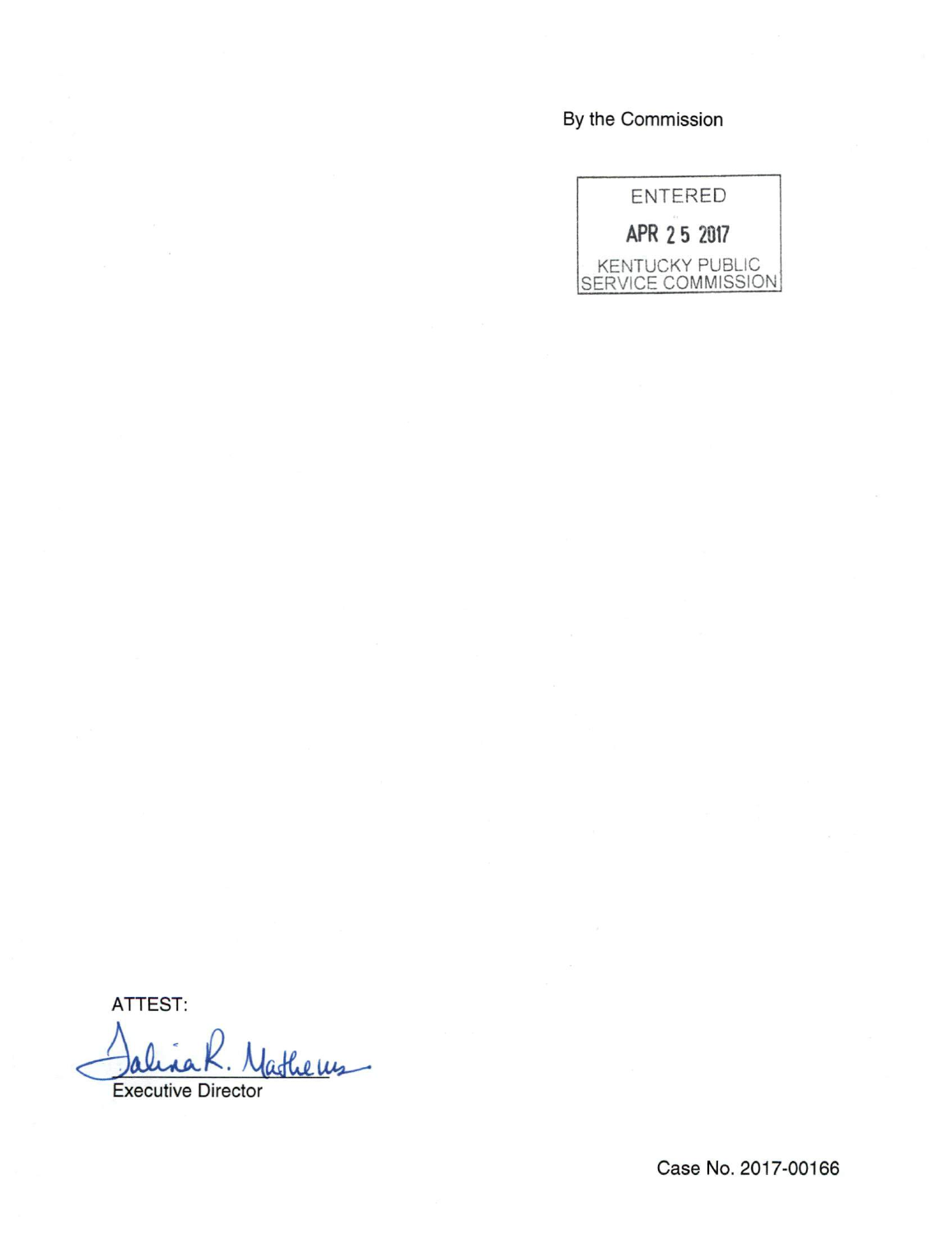By the Commission

ENTERED

APR 25 2017

KENTUCKY PUBLIC SERVICE COMMISSION

ATTEST:

Executive Director

Case No. 2017-00166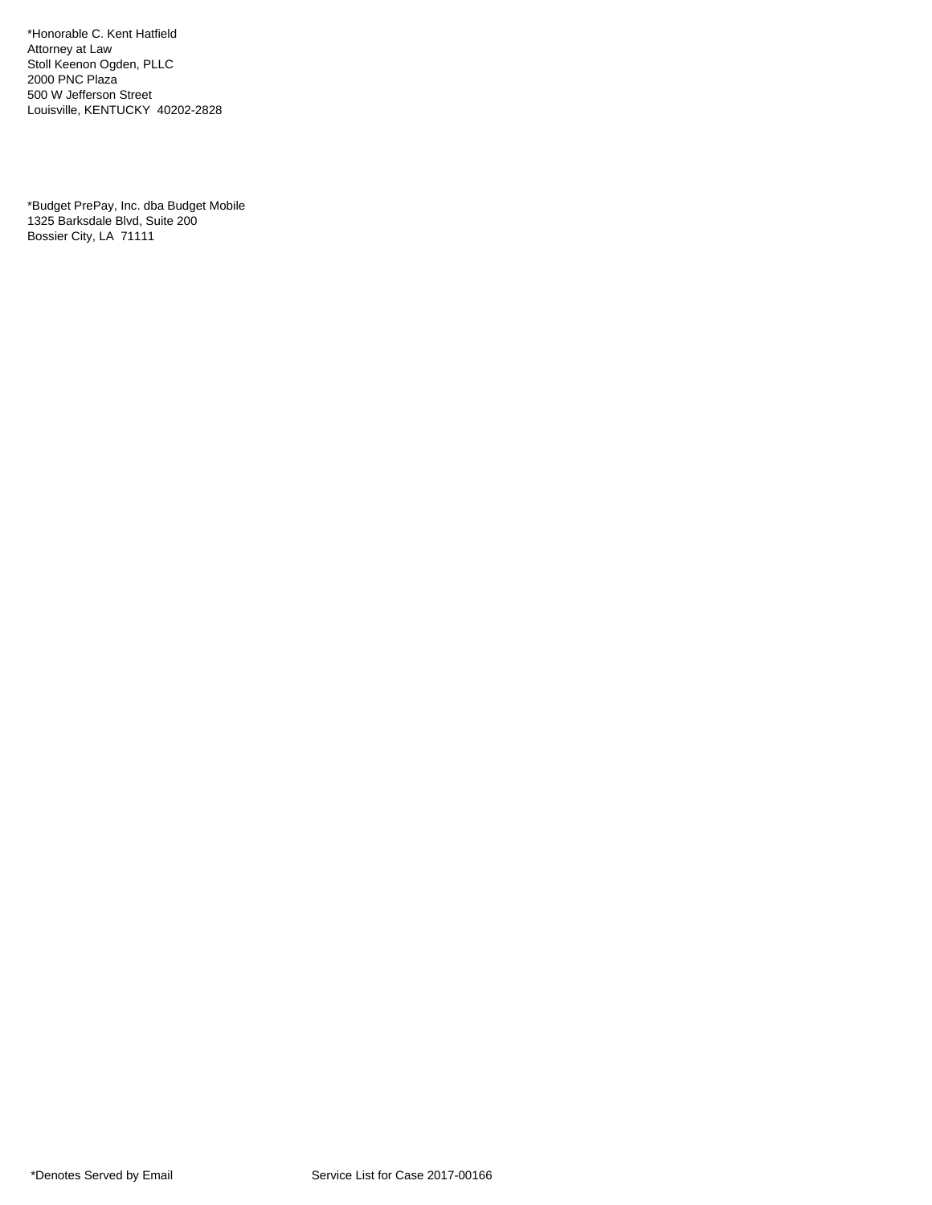*Honorable C. Kent Hatfield
Attorney at Law
Stoll Keenon Ogden, PLLC
2000 PNC Plaza
500 W Jefferson Street
Louisville, KENTUCKY  40202-2828

*Budget PrePay, Inc. dba Budget Mobile
1325 Barksdale Blvd, Suite 200
Bossier City, LA  71111

*Denotes Served by Email

Service List for Case 2017-00166